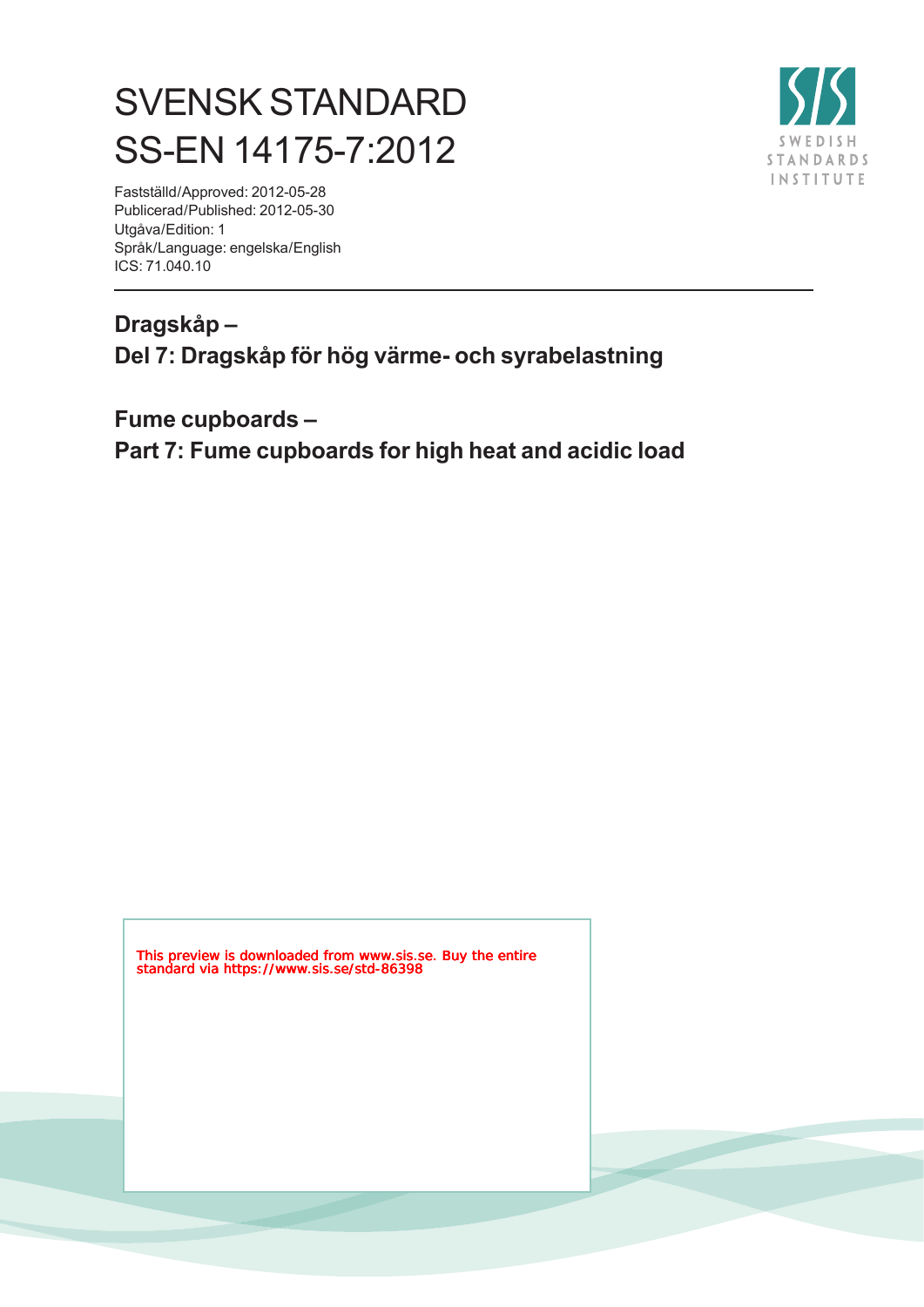# SVENSK STANDARD
# SS-EN 14175-7:2012

Fastställd/Approved: 2012-05-28
Publicerad/Published: 2012-05-30
Utgåva/Edition: 1
Språk/Language: engelska/English
ICS: 71.040.10

SWEDISH STANDARDS INSTITUTE

## Dragskåp – Del 7: Dragskåp för hög värme- och syrabelastning

## Fume cupboards – Part 7: Fume cupboards for high heat and acidic load

This preview is downloaded from www.sis.se. Buy the entire standard via https://www.sis.se/std-86398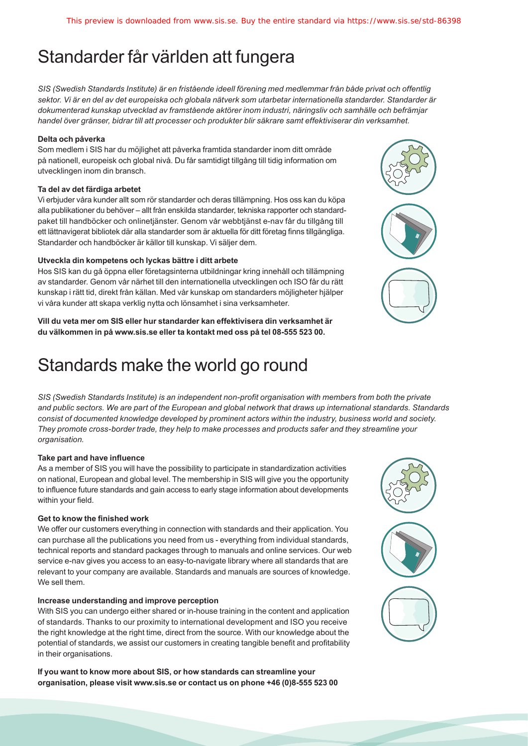# Standarder får världen att fungera

*SIS (Swedish Standards Institute) är en fristående ideell förening med medlemmar från både privat och offentlig sektor. Vi är en del av det europeiska och globala nätverk som utarbetar internationella standarder. Standarder är dokumenterad kunskap utvecklad av framstående aktörer inom industri, näringsliv och samhälle och befrämjar handel över gränser, bidrar till att processer och produkter blir säkrare samt effektiviserar din verksamhet.*

**Delta och påverka**

Som medlem i SIS har du möjlighet att påverka framtida standarder inom ditt område på nationell, europeisk och global nivå. Du får samtidigt tillgång till tidig information om utvecklingen inom din bransch.

**Ta del av det färdiga arbetet**

Vi erbjuder våra kunder allt som rör standarder och deras tillämpning. Hos oss kan du köpa alla publikationer du behöver – allt från enskilda standarder, tekniska rapporter och standardpaket till handböcker och onlinetjänster. Genom vår webbtjänst e-nav får du tillgång till ett lättnavigerat bibliotek där alla standarder som är aktuella för ditt företag finns tillgängliga. Standarder och handböcker är källor till kunskap. Vi säljer dem.

**Utveckla din kompetens och lyckas bättre i ditt arbete**

Hos SIS kan du gå öppna eller företagsinterna utbildningar kring innehåll och tillämpning av standarder. Genom vår närhet till den internationella utvecklingen och ISO får du rätt kunskap i rätt tid, direkt från källan. Med vår kunskap om standarders möjligheter hjälper vi våra kunder att skapa verklig nytta och lönsamhet i sina verksamheter.

**Vill du veta mer om SIS eller hur standarder kan effektivisera din verksamhet är du välkommen in på www.sis.se eller ta kontakt med oss på tel 08-555 523 00.**

# Standards make the world go round

*SIS (Swedish Standards Institute) is an independent non-profit organisation with members from both the private and public sectors. We are part of the European and global network that draws up international standards. Standards consist of documented knowledge developed by prominent actors within the industry, business world and society. They promote cross-border trade, they help to make processes and products safer and they streamline your organisation.*

**Take part and have influence**

As a member of SIS you will have the possibility to participate in standardization activities on national, European and global level. The membership in SIS will give you the opportunity to influence future standards and gain access to early stage information about developments within your field.

**Get to know the finished work**

We offer our customers everything in connection with standards and their application. You can purchase all the publications you need from us - everything from individual standards, technical reports and standard packages through to manuals and online services. Our web service e-nav gives you access to an easy-to-navigate library where all standards that are relevant to your company are available. Standards and manuals are sources of knowledge. We sell them.

**Increase understanding and improve perception**

With SIS you can undergo either shared or in-house training in the content and application of standards. Thanks to our proximity to international development and ISO you receive the right knowledge at the right time, direct from the source. With our knowledge about the potential of standards, we assist our customers in creating tangible benefit and profitability in their organisations.

**If you want to know more about SIS, or how standards can streamline your organisation, please visit www.sis.se or contact us on phone +46 (0)8-555 523 00**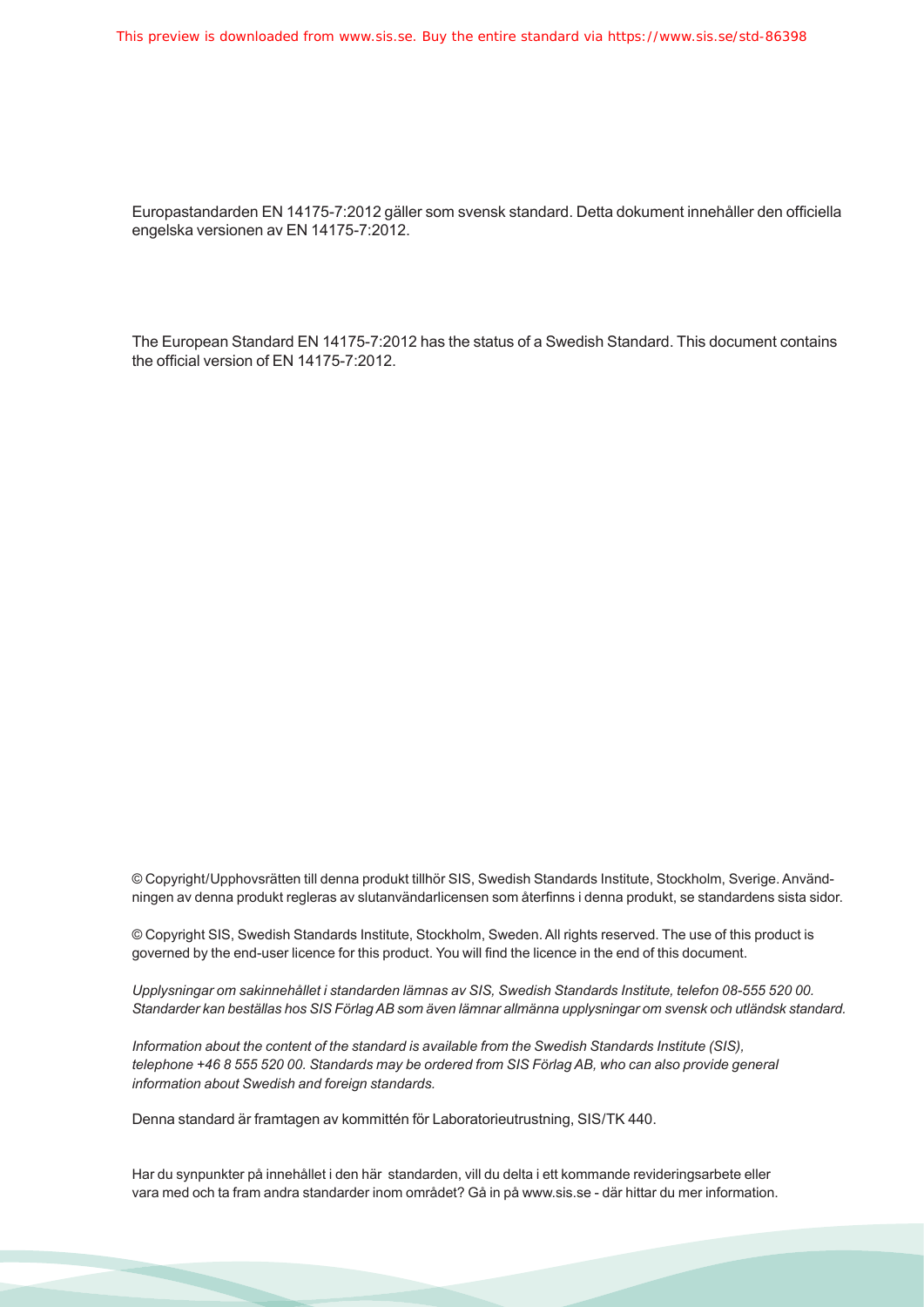Europastandarden EN 14175-7:2012 gäller som svensk standard. Detta dokument innehåller den officiella engelska versionen av EN 14175-7:2012.

The European Standard EN 14175-7:2012 has the status of a Swedish Standard. This document contains the official version of EN 14175-7:2012.

© Copyright/Upphovsrätten till denna produkt tillhör SIS, Swedish Standards Institute, Stockholm, Sverige. Användningen av denna produkt regleras av slutanvändarlicensen som återfinns i denna produkt, se standardens sista sidor.

© Copyright SIS, Swedish Standards Institute, Stockholm, Sweden. All rights reserved. The use of this product is governed by the end-user licence for this product. You will find the licence in the end of this document.

*Upplysningar om sakinnehållet i standarden lämnas av SIS, Swedish Standards Institute, telefon 08-555 520 00. Standarder kan beställas hos SIS Förlag AB som även lämnar allmänna upplysningar om svensk och utländsk standard.*

*Information about the content of the standard is available from the Swedish Standards Institute (SIS), telephone +46 8 555 520 00. Standards may be ordered from SIS Förlag AB, who can also provide general information about Swedish and foreign standards.*

Denna standard är framtagen av kommittén för Laboratorieutrustning, SIS/TK 440.

Har du synpunkter på innehållet i den här standarden, vill du delta i ett kommande revideringsarbete eller vara med och ta fram andra standarder inom området? Gå in på www.sis.se - där hittar du mer information.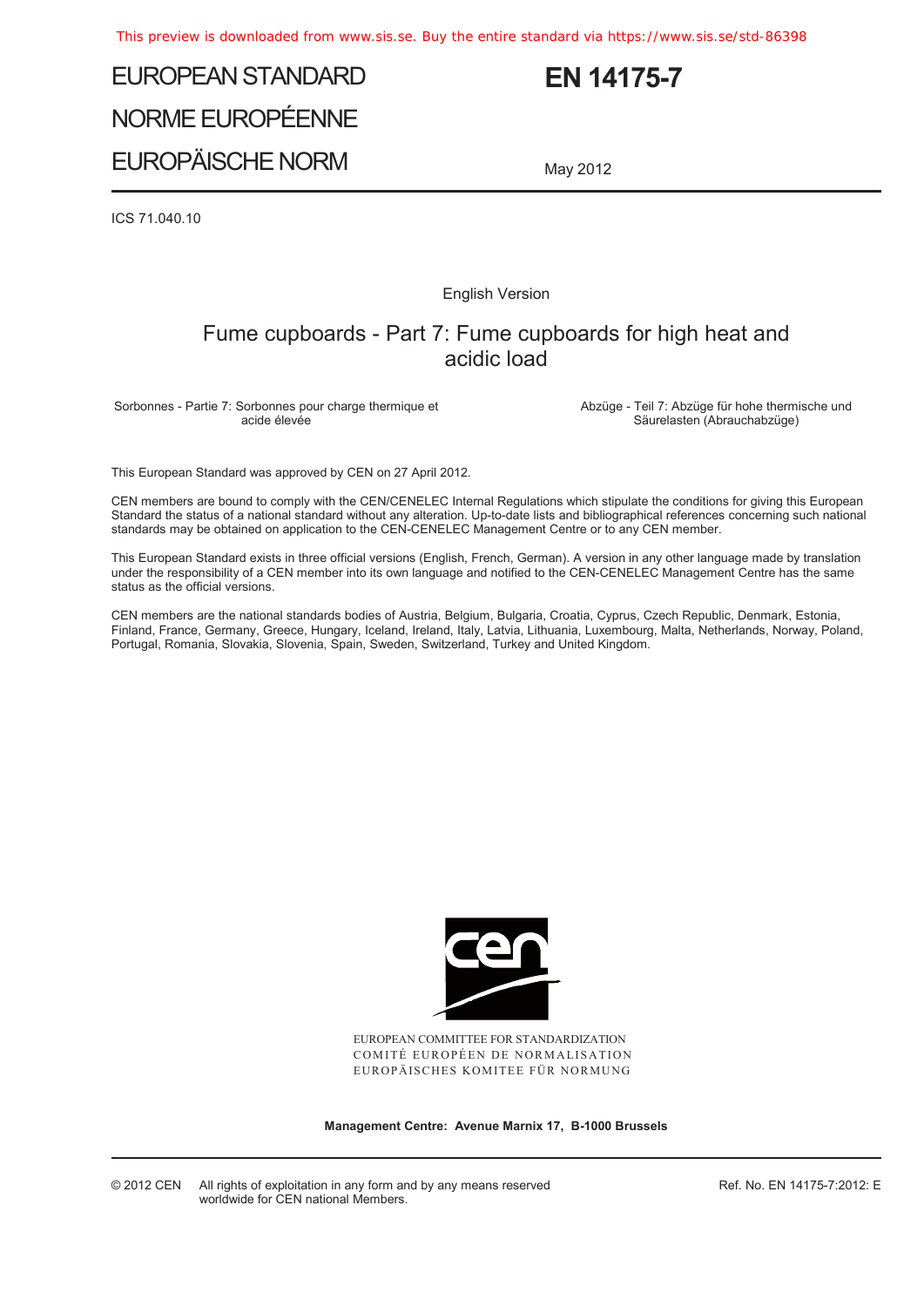# EUROPEAN STANDARD

# NORME EUROPÉENNE

# EUROPÄISCHE NORM

# EN 14175-7

May 2012

ICS 71.040.10

English Version

## Fume cupboards - Part 7: Fume cupboards for high heat and acidic load

Sorbonnes - Partie 7: Sorbonnes pour charge thermique et acide élevée

Abzüge - Teil 7: Abzüge für hohe thermische und Säurelasten (Abrauchabzüge)

This European Standard was approved by CEN on 27 April 2012.

CEN members are bound to comply with the CEN/CENELEC Internal Regulations which stipulate the conditions for giving this European Standard the status of a national standard without any alteration. Up-to-date lists and bibliographical references concerning such national standards may be obtained on application to the CEN-CENELEC Management Centre or to any CEN member.

This European Standard exists in three official versions (English, French, German). A version in any other language made by translation under the responsibility of a CEN member into its own language and notified to the CEN-CENELEC Management Centre has the same status as the official versions.

CEN members are the national standards bodies of Austria, Belgium, Bulgaria, Croatia, Cyprus, Czech Republic, Denmark, Estonia, Finland, France, Germany, Greece, Hungary, Iceland, Ireland, Italy, Latvia, Lithuania, Luxembourg, Malta, Netherlands, Norway, Poland, Portugal, Romania, Slovakia, Slovenia, Spain, Sweden, Switzerland, Turkey and United Kingdom.

EUROPEAN COMMITTEE FOR STANDARDIZATION
COMITÉ EUROPÉEN DE NORMALISATION
EUROPÄISCHES KOMITEE FÜR NORMUNG

**Management Centre: Avenue Marnix 17, B-1000 Brussels**

© 2012 CEN All rights of exploitation in any form and by any means reserved worldwide for CEN national Members.

Ref. No. EN 14175-7:2012: E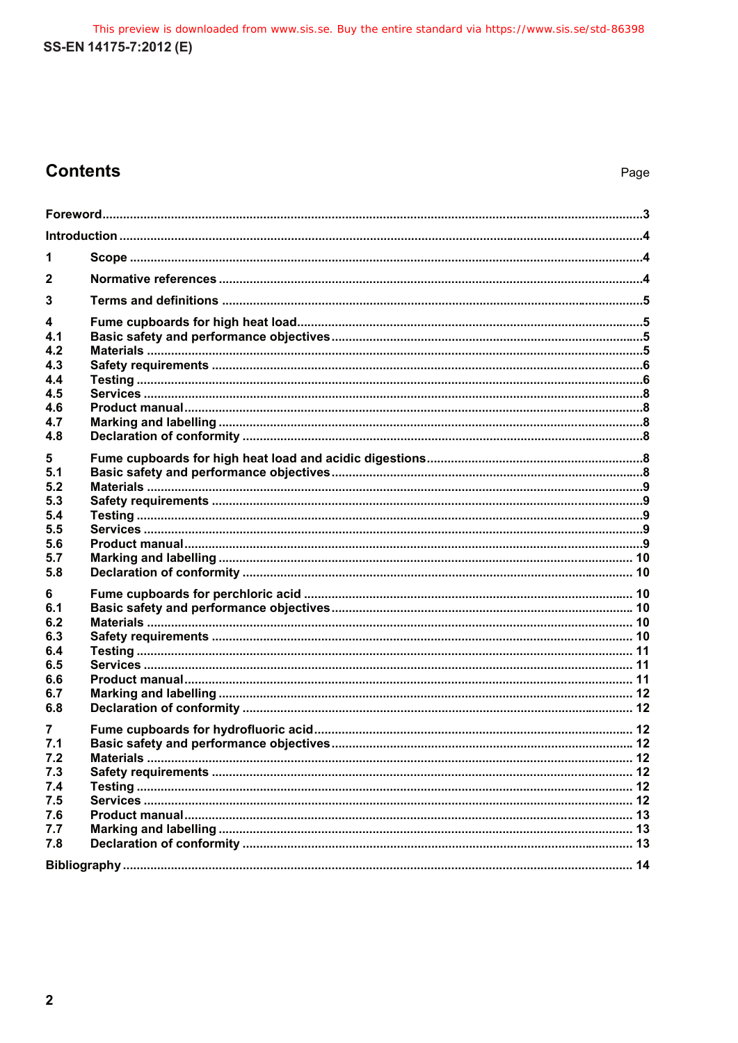# Contents

| | | Page |
|---|---|---|
| Foreword | | 3 |
| Introduction | | 4 |
| 1 | Scope | 4 |
| 2 | Normative references | 4 |
| 3 | Terms and definitions | 5 |
| 4 | Fume cupboards for high heat load | 5 |
| 4.1 | Basic safety and performance objectives | 5 |
| 4.2 | Materials | 5 |
| 4.3 | Safety requirements | 6 |
| 4.4 | Testing | 6 |
| 4.5 | Services | 8 |
| 4.6 | Product manual | 8 |
| 4.7 | Marking and labelling | 8 |
| 4.8 | Declaration of conformity | 8 |
| 5 | Fume cupboards for high heat load and acidic digestions | 8 |
| 5.1 | Basic safety and performance objectives | 8 |
| 5.2 | Materials | 9 |
| 5.3 | Safety requirements | 9 |
| 5.4 | Testing | 9 |
| 5.5 | Services | 9 |
| 5.6 | Product manual | 9 |
| 5.7 | Marking and labelling | 10 |
| 5.8 | Declaration of conformity | 10 |
| 6 | Fume cupboards for perchloric acid | 10 |
| 6.1 | Basic safety and performance objectives | 10 |
| 6.2 | Materials | 10 |
| 6.3 | Safety requirements | 10 |
| 6.4 | Testing | 11 |
| 6.5 | Services | 11 |
| 6.6 | Product manual | 11 |
| 6.7 | Marking and labelling | 12 |
| 6.8 | Declaration of conformity | 12 |
| 7 | Fume cupboards for hydrofluoric acid | 12 |
| 7.1 | Basic safety and performance objectives | 12 |
| 7.2 | Materials | 12 |
| 7.3 | Safety requirements | 12 |
| 7.4 | Testing | 12 |
| 7.5 | Services | 12 |
| 7.6 | Product manual | 13 |
| 7.7 | Marking and labelling | 13 |
| 7.8 | Declaration of conformity | 13 |
| Bibliography | | 14 |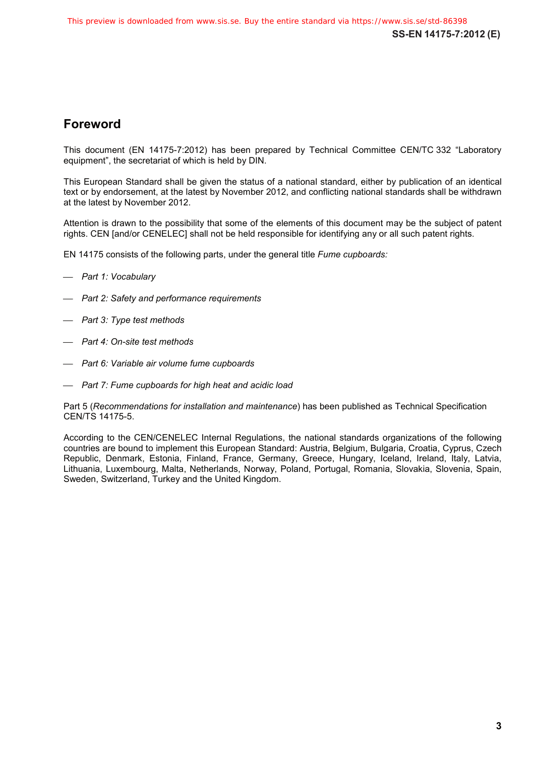# Foreword

This document (EN 14175-7:2012) has been prepared by Technical Committee CEN/TC 332 “Laboratory equipment”, the secretariat of which is held by DIN.

This European Standard shall be given the status of a national standard, either by publication of an identical text or by endorsement, at the latest by November 2012, and conflicting national standards shall be withdrawn at the latest by November 2012.

Attention is drawn to the possibility that some of the elements of this document may be the subject of patent rights. CEN [and/or CENELEC] shall not be held responsible for identifying any or all such patent rights.

EN 14175 consists of the following parts, under the general title *Fume cupboards:*

- *Part 1: Vocabulary*
- *Part 2: Safety and performance requirements*
- *Part 3: Type test methods*
- *Part 4: On-site test methods*
- *Part 6: Variable air volume fume cupboards*
- *Part 7: Fume cupboards for high heat and acidic load*

Part 5 (*Recommendations for installation and maintenance*) has been published as Technical Specification CEN/TS 14175-5.

According to the CEN/CENELEC Internal Regulations, the national standards organizations of the following countries are bound to implement this European Standard: Austria, Belgium, Bulgaria, Croatia, Cyprus, Czech Republic, Denmark, Estonia, Finland, France, Germany, Greece, Hungary, Iceland, Ireland, Italy, Latvia, Lithuania, Luxembourg, Malta, Netherlands, Norway, Poland, Portugal, Romania, Slovakia, Slovenia, Spain, Sweden, Switzerland, Turkey and the United Kingdom.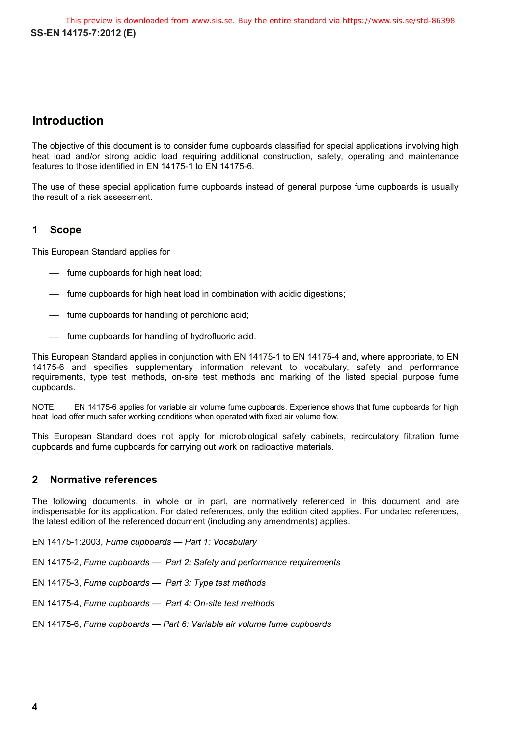## Introduction

The objective of this document is to consider fume cupboards classified for special applications involving high heat load and/or strong acidic load requiring additional construction, safety, operating and maintenance features to those identified in EN 14175-1 to EN 14175-6.

The use of these special application fume cupboards instead of general purpose fume cupboards is usually the result of a risk assessment.

## 1 Scope

This European Standard applies for

- fume cupboards for high heat load;
- fume cupboards for high heat load in combination with acidic digestions;
- fume cupboards for handling of perchloric acid;
- fume cupboards for handling of hydrofluoric acid.

This European Standard applies in conjunction with EN 14175-1 to EN 14175-4 and, where appropriate, to EN 14175-6 and specifies supplementary information relevant to vocabulary, safety and performance requirements, type test methods, on-site test methods and marking of the listed special purpose fume cupboards.

NOTE EN 14175-6 applies for variable air volume fume cupboards. Experience shows that fume cupboards for high heat load offer much safer working conditions when operated with fixed air volume flow.

This European Standard does not apply for microbiological safety cabinets, recirculatory filtration fume cupboards and fume cupboards for carrying out work on radioactive materials.

## 2 Normative references

The following documents, in whole or in part, are normatively referenced in this document and are indispensable for its application. For dated references, only the edition cited applies. For undated references, the latest edition of the referenced document (including any amendments) applies.

EN 14175-1:2003, *Fume cupboards — Part 1: Vocabulary*

EN 14175-2, *Fume cupboards — Part 2: Safety and performance requirements*

EN 14175-3, *Fume cupboards — Part 3: Type test methods*

EN 14175-4, *Fume cupboards — Part 4: On-site test methods*

EN 14175-6, *Fume cupboards — Part 6: Variable air volume fume cupboards*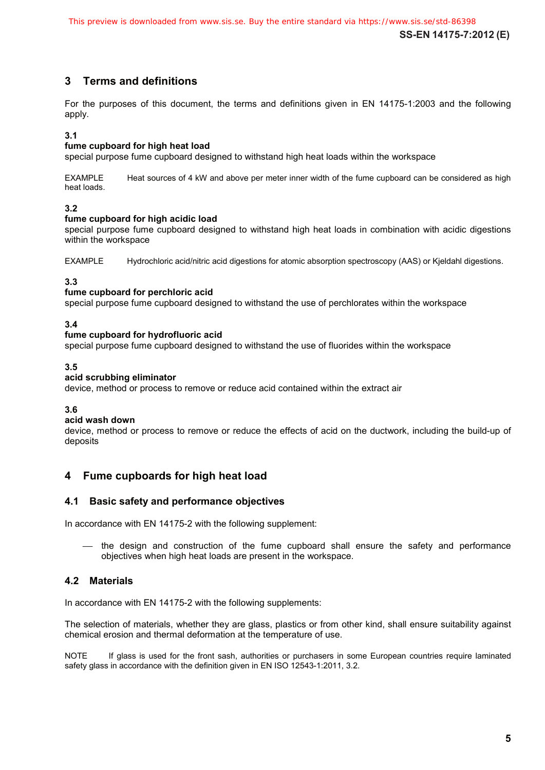## 3 Terms and definitions

For the purposes of this document, the terms and definitions given in EN 14175-1:2003 and the following apply.

**3.1**
**fume cupboard for high heat load**
special purpose fume cupboard designed to withstand high heat loads within the workspace

EXAMPLE Heat sources of 4 kW and above per meter inner width of the fume cupboard can be considered as high heat loads.

**3.2**
**fume cupboard for high acidic load**
special purpose fume cupboard designed to withstand high heat loads in combination with acidic digestions within the workspace

EXAMPLE Hydrochloric acid/nitric acid digestions for atomic absorption spectroscopy (AAS) or Kjeldahl digestions.

**3.3**
**fume cupboard for perchloric acid**
special purpose fume cupboard designed to withstand the use of perchlorates within the workspace

**3.4**
**fume cupboard for hydrofluoric acid**
special purpose fume cupboard designed to withstand the use of fluorides within the workspace

**3.5**
**acid scrubbing eliminator**
device, method or process to remove or reduce acid contained within the extract air

**3.6**
**acid wash down**
device, method or process to remove or reduce the effects of acid on the ductwork, including the build-up of deposits

## 4 Fume cupboards for high heat load

### 4.1 Basic safety and performance objectives

In accordance with EN 14175-2 with the following supplement:

— the design and construction of the fume cupboard shall ensure the safety and performance objectives when high heat loads are present in the workspace.

### 4.2 Materials

In accordance with EN 14175-2 with the following supplements:

The selection of materials, whether they are glass, plastics or from other kind, shall ensure suitability against chemical erosion and thermal deformation at the temperature of use.

NOTE If glass is used for the front sash, authorities or purchasers in some European countries require laminated safety glass in accordance with the definition given in EN ISO 12543-1:2011, 3.2.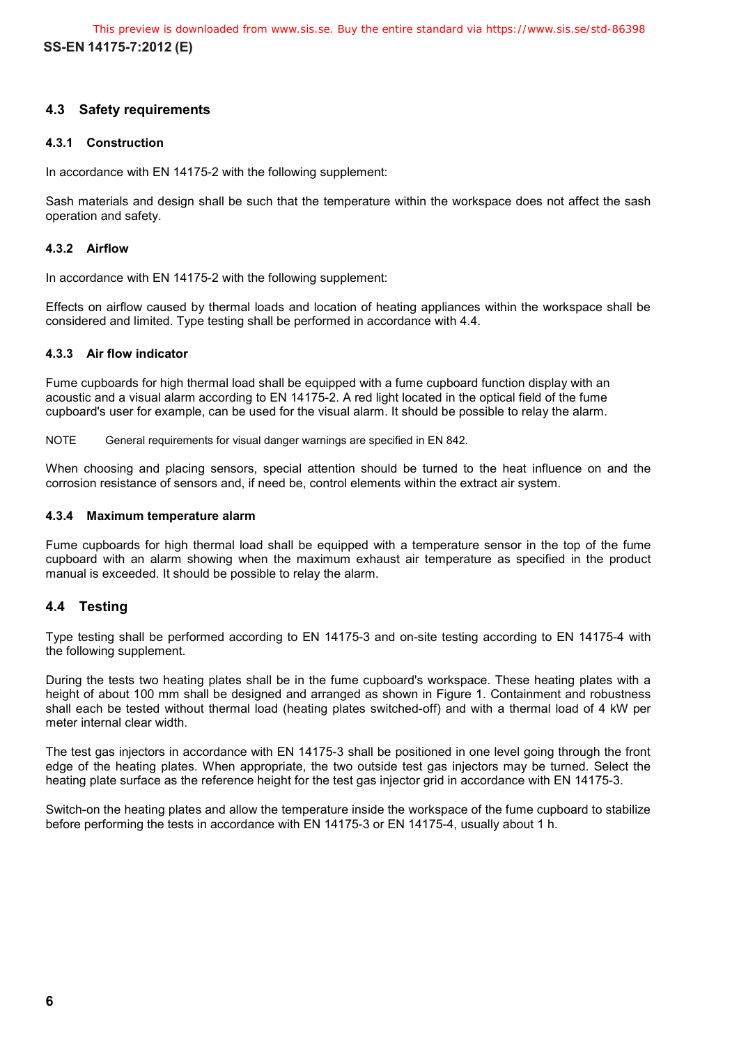## 4.3 Safety requirements

### 4.3.1 Construction

In accordance with EN 14175-2 with the following supplement:

Sash materials and design shall be such that the temperature within the workspace does not affect the sash operation and safety.

### 4.3.2 Airflow

In accordance with EN 14175-2 with the following supplement:

Effects on airflow caused by thermal loads and location of heating appliances within the workspace shall be considered and limited. Type testing shall be performed in accordance with 4.4.

### 4.3.3 Air flow indicator

Fume cupboards for high thermal load shall be equipped with a fume cupboard function display with an acoustic and a visual alarm according to EN 14175-2. A red light located in the optical field of the fume cupboard's user for example, can be used for the visual alarm. It should be possible to relay the alarm.

NOTE General requirements for visual danger warnings are specified in EN 842.

When choosing and placing sensors, special attention should be turned to the heat influence on and the corrosion resistance of sensors and, if need be, control elements within the extract air system.

### 4.3.4 Maximum temperature alarm

Fume cupboards for high thermal load shall be equipped with a temperature sensor in the top of the fume cupboard with an alarm showing when the maximum exhaust air temperature as specified in the product manual is exceeded. It should be possible to relay the alarm.

## 4.4 Testing

Type testing shall be performed according to EN 14175-3 and on-site testing according to EN 14175-4 with the following supplement.

During the tests two heating plates shall be in the fume cupboard's workspace. These heating plates with a height of about 100 mm shall be designed and arranged as shown in Figure 1. Containment and robustness shall each be tested without thermal load (heating plates switched-off) and with a thermal load of 4 kW per meter internal clear width.

The test gas injectors in accordance with EN 14175-3 shall be positioned in one level going through the front edge of the heating plates. When appropriate, the two outside test gas injectors may be turned. Select the heating plate surface as the reference height for the test gas injector grid in accordance with EN 14175-3.

Switch-on the heating plates and allow the temperature inside the workspace of the fume cupboard to stabilize before performing the tests in accordance with EN 14175-3 or EN 14175-4, usually about 1 h.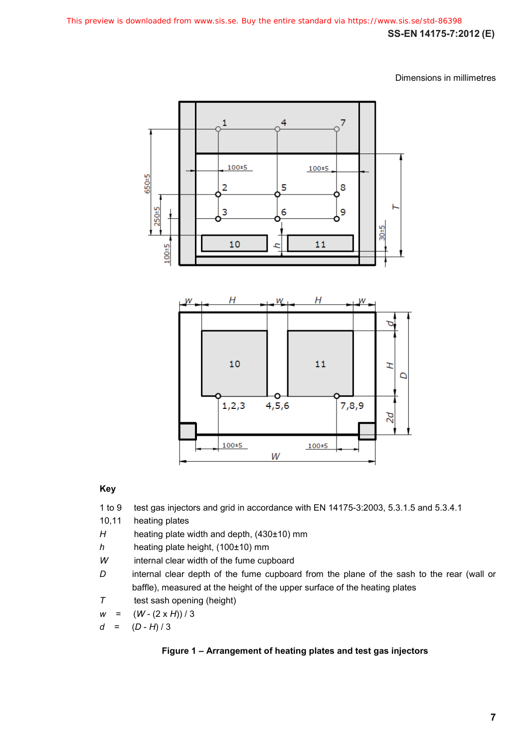Dimensions in millimetres

1
4
7
100±5
100±5
650±5
2
5
8
T
250±5
3
6
9
30±5
10
h
11
100±5

w
H
w
H
w
d
10
11
H
D
1,2,3
4,5,6
7,8,9
2d
100±5
100±5
W

**Key**

1 to 9 test gas injectors and grid in accordance with EN 14175-3:2003, 5.3.1.5 and 5.3.4.1

10,11 heating plates

*H* heating plate width and depth, (430±10) mm

*h* heating plate height, (100±10) mm

*W* internal clear width of the fume cupboard

*D* internal clear depth of the fume cupboard from the plane of the sash to the rear (wall or baffle), measured at the height of the upper surface of the heating plates

*T* test sash opening (height)

$w = (W - (2 \times H)) / 3$

$d = (D - H) / 3$

**Figure 1 – Arrangement of heating plates and test gas injectors**